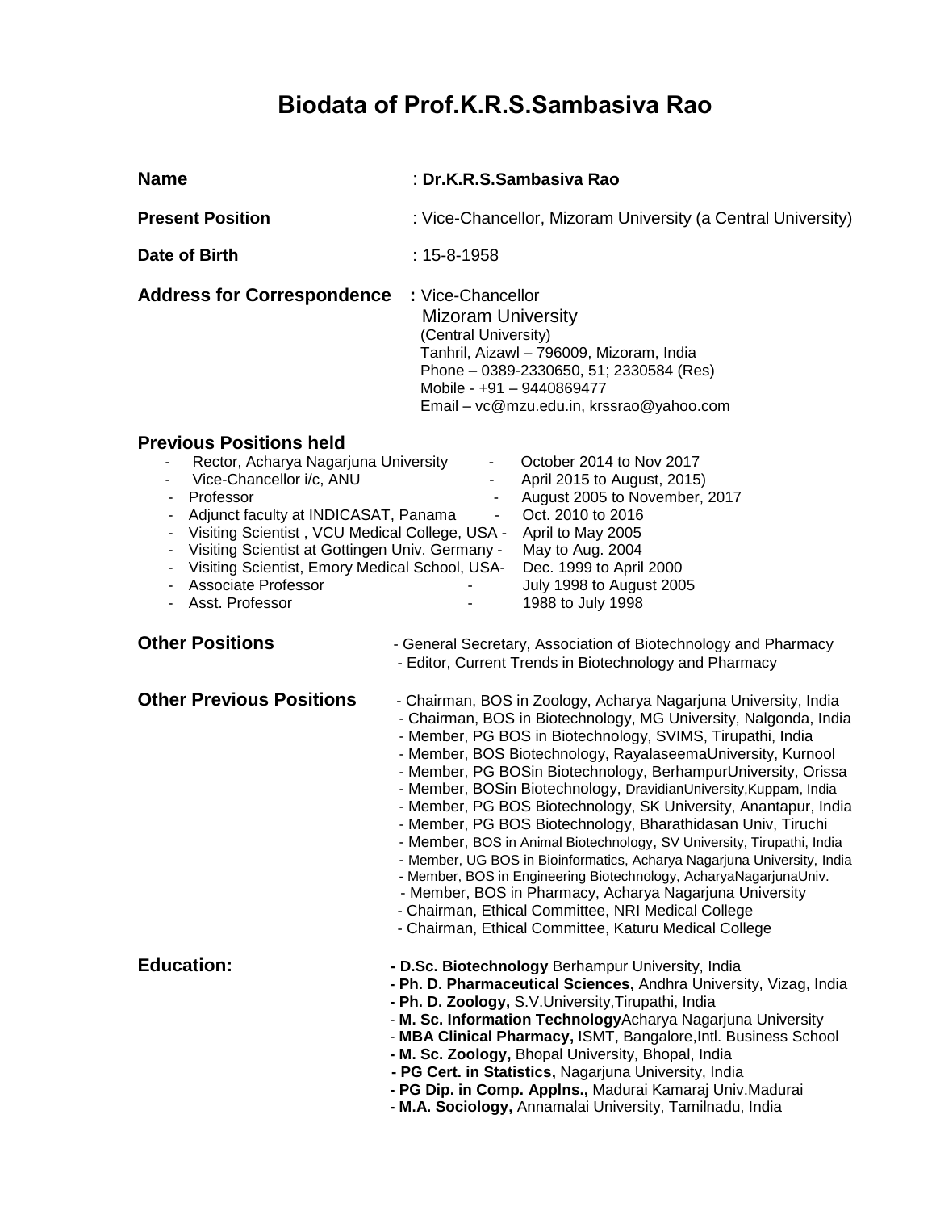# Biodata of Prof.K.R.S.Sambasiva Rao

**Name** : **Dr.K.R.S.Sambasiva Rao**

**Present Position** : Vice-Chancellor, Mizoram University (a Central University)

**Date of Birth** : 15-8-1958

**Address for Correspondence** : Vice-Chancellor
Mizoram University
(Central University)
Tanhril, Aizawl – 796009, Mizoram, India
Phone – 0389-2330650, 51; 2330584 (Res)
Mobile - +91 – 9440869477
Email – vc@mzu.edu.in, krssrao@yahoo.com

## Previous Positions held

- Rector, Acharya Nagarjuna University - October 2014 to Nov 2017
- Vice-Chancellor i/c, ANU - April 2015 to August, 2015)
- Professor - August 2005 to November, 2017
- Adjunct faculty at INDICASAT, Panama - Oct. 2010 to 2016
- Visiting Scientist , VCU Medical College, USA - April to May 2005
- Visiting Scientist at Gottingen Univ. Germany - May to Aug. 2004
- Visiting Scientist, Emory Medical School, USA- Dec. 1999 to April 2000
- Associate Professor - July 1998 to August 2005
- Asst. Professor - 1988 to July 1998

**Other Positions**

- General Secretary, Association of Biotechnology and Pharmacy
- Editor, Current Trends in Biotechnology and Pharmacy

**Other Previous Positions**

- Chairman, BOS in Zoology, Acharya Nagarjuna University, India
- Chairman, BOS in Biotechnology, MG University, Nalgonda, India
- Member, PG BOS in Biotechnology, SVIMS, Tirupathi, India
- Member, BOS Biotechnology, RayalaseemaUniversity, Kurnool
- Member, PG BOSin Biotechnology, BerhampurUniversity, Orissa
- Member, BOSin Biotechnology, DravidianUniversity,Kuppam, India
- Member, PG BOS Biotechnology, SK University, Anantapur, India
- Member, PG BOS Biotechnology, Bharathidasan Univ, Tiruchi
- Member, BOS in Animal Biotechnology, SV University, Tirupathi, India
- Member, UG BOS in Bioinformatics, Acharya Nagarjuna University, India
- Member, BOS in Engineering Biotechnology, AcharyaNagarjunaUniv.
- Member, BOS in Pharmacy, Acharya Nagarjuna University
- Chairman, Ethical Committee, NRI Medical College
- Chairman, Ethical Committee, Katuru Medical College

**Education:**

- **D.Sc. Biotechnology** Berhampur University, India
- **Ph. D. Pharmaceutical Sciences,** Andhra University, Vizag, India
- **Ph. D. Zoology,** S.V.University,Tirupathi, India
- **M. Sc. Information Technology**Acharya Nagarjuna University
- **MBA Clinical Pharmacy,** ISMT, Bangalore,Intl. Business School
- **M. Sc. Zoology,** Bhopal University, Bhopal, India
- **PG Cert. in Statistics,** Nagarjuna University, India
- **PG Dip. in Comp. Applns.,** Madurai Kamaraj Univ.Madurai
- **M.A. Sociology,** Annamalai University, Tamilnadu, India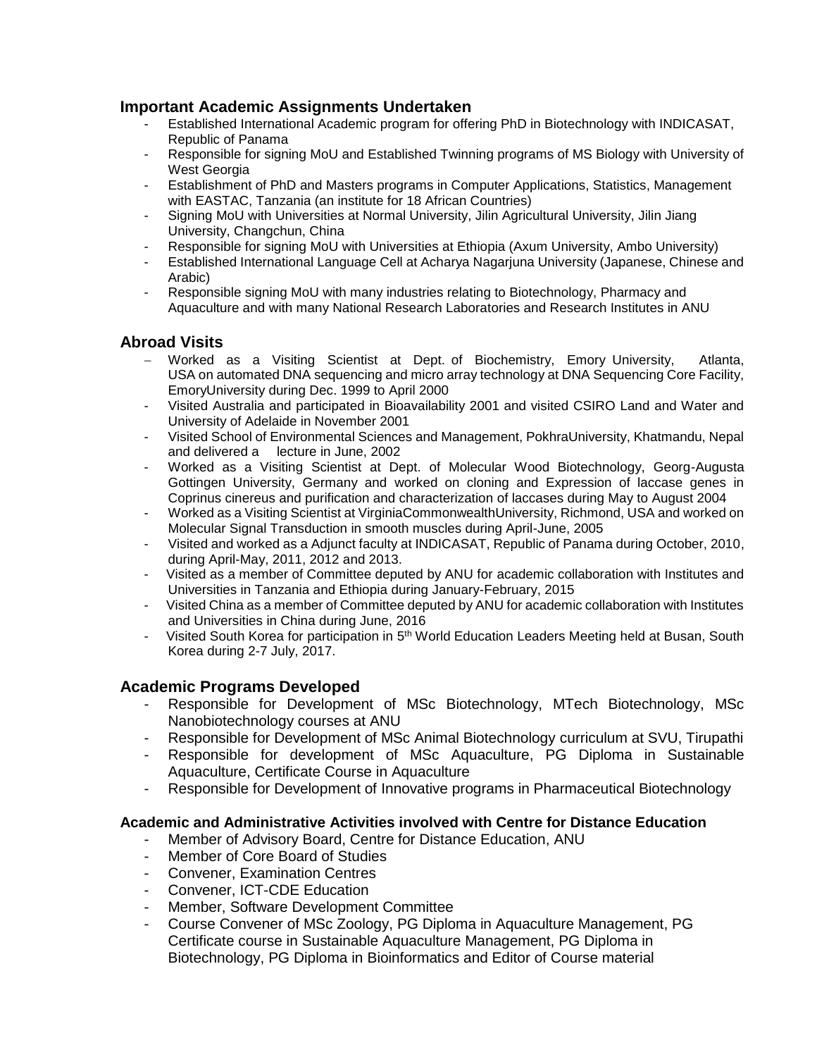## Important Academic Assignments Undertaken

- Established International Academic program for offering PhD in Biotechnology with INDICASAT, Republic of Panama
- Responsible for signing MoU and Established Twinning programs of MS Biology with University of West Georgia
- Establishment of PhD and Masters programs in Computer Applications, Statistics, Management with EASTAC, Tanzania (an institute for 18 African Countries)
- Signing MoU with Universities at Normal University, Jilin Agricultural University, Jilin Jiang University, Changchun, China
- Responsible for signing MoU with Universities at Ethiopia (Axum University, Ambo University)
- Established International Language Cell at Acharya Nagarjuna University (Japanese, Chinese and Arabic)
- Responsible signing MoU with many industries relating to Biotechnology, Pharmacy and Aquaculture and with many National Research Laboratories and Research Institutes in ANU

## Abroad Visits

- Worked as a Visiting Scientist at Dept. of Biochemistry, Emory University, Atlanta, USA on automated DNA sequencing and micro array technology at DNA Sequencing Core Facility, EmoryUniversity during Dec. 1999 to April 2000
- Visited Australia and participated in Bioavailability 2001 and visited CSIRO Land and Water and University of Adelaide in November 2001
- Visited School of Environmental Sciences and Management, PokhraUniversity, Khatmandu, Nepal and delivered a lecture in June, 2002
- Worked as a Visiting Scientist at Dept. of Molecular Wood Biotechnology, Georg-Augusta Gottingen University, Germany and worked on cloning and Expression of laccase genes in Coprinus cinereus and purification and characterization of laccases during May to August 2004
- Worked as a Visiting Scientist at VirginiaCommonwealthUniversity, Richmond, USA and worked on Molecular Signal Transduction in smooth muscles during April-June, 2005
- Visited and worked as a Adjunct faculty at INDICASAT, Republic of Panama during October, 2010, during April-May, 2011, 2012 and 2013.
- Visited as a member of Committee deputed by ANU for academic collaboration with Institutes and Universities in Tanzania and Ethiopia during January-February, 2015
- Visited China as a member of Committee deputed by ANU for academic collaboration with Institutes and Universities in China during June, 2016
- Visited South Korea for participation in 5th World Education Leaders Meeting held at Busan, South Korea during 2-7 July, 2017.

## Academic Programs Developed

- Responsible for Development of MSc Biotechnology, MTech Biotechnology, MSc Nanobiotechnology courses at ANU
- Responsible for Development of MSc Animal Biotechnology curriculum at SVU, Tirupathi
- Responsible for development of MSc Aquaculture, PG Diploma in Sustainable Aquaculture, Certificate Course in Aquaculture
- Responsible for Development of Innovative programs in Pharmaceutical Biotechnology

### Academic and Administrative Activities involved with Centre for Distance Education

- Member of Advisory Board, Centre for Distance Education, ANU
- Member of Core Board of Studies
- Convener, Examination Centres
- Convener, ICT-CDE Education
- Member, Software Development Committee
- Course Convener of MSc Zoology, PG Diploma in Aquaculture Management, PG Certificate course in Sustainable Aquaculture Management, PG Diploma in Biotechnology, PG Diploma in Bioinformatics and Editor of Course material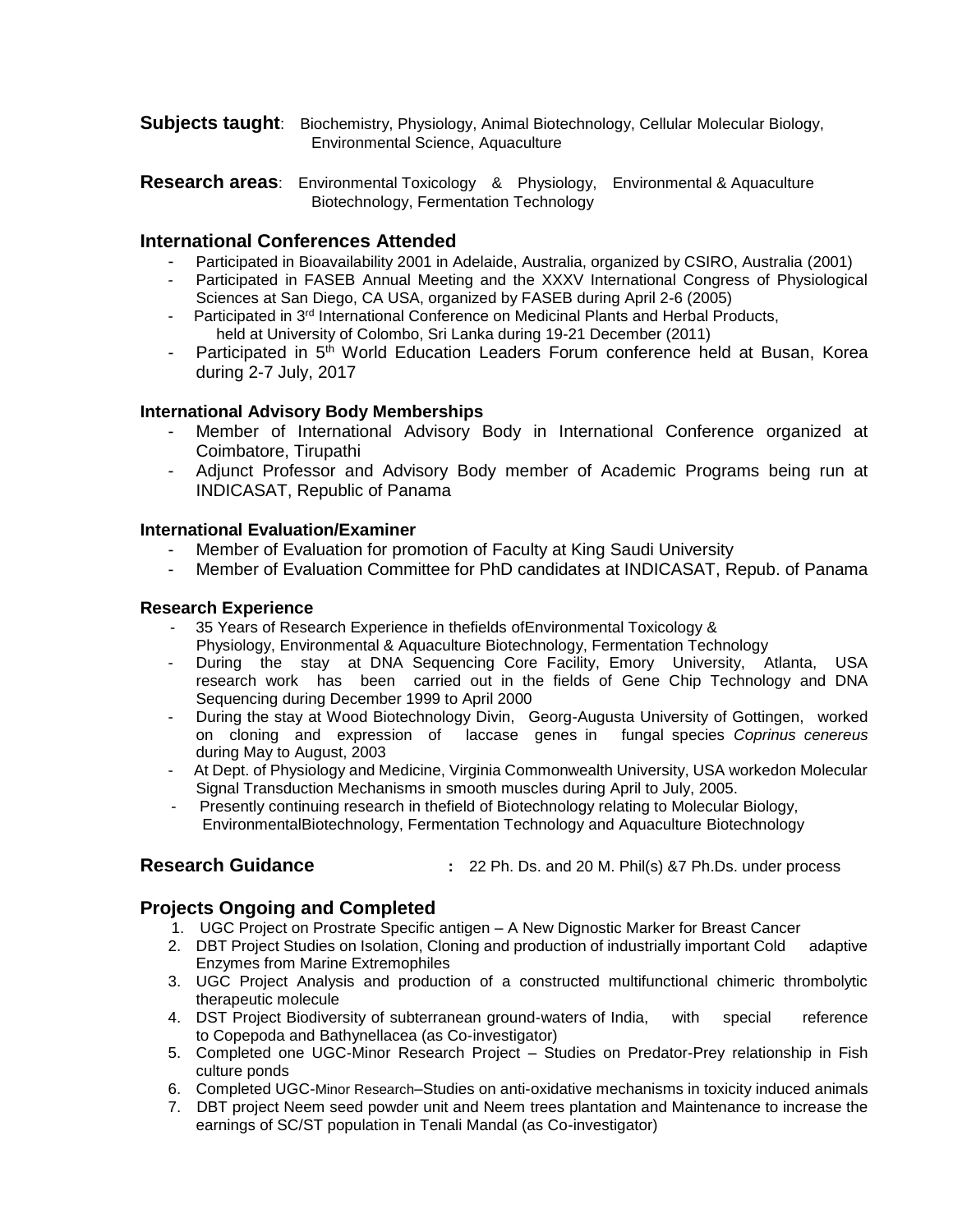**Subjects taught**: Biochemistry, Physiology, Animal Biotechnology, Cellular Molecular Biology, Environmental Science, Aquaculture

**Research areas**: Environmental Toxicology & Physiology, Environmental & Aquaculture Biotechnology, Fermentation Technology

## International Conferences Attended

- Participated in Bioavailability 2001 in Adelaide, Australia, organized by CSIRO, Australia (2001)
- Participated in FASEB Annual Meeting and the XXXV International Congress of Physiological Sciences at San Diego, CA USA, organized by FASEB during April 2-6 (2005)
- Participated in 3rd International Conference on Medicinal Plants and Herbal Products, held at University of Colombo, Sri Lanka during 19-21 December (2011)
- Participated in 5th World Education Leaders Forum conference held at Busan, Korea during 2-7 July, 2017

### International Advisory Body Memberships

- Member of International Advisory Body in International Conference organized at Coimbatore, Tirupathi
- Adjunct Professor and Advisory Body member of Academic Programs being run at INDICASAT, Republic of Panama

### International Evaluation/Examiner

- Member of Evaluation for promotion of Faculty at King Saudi University
- Member of Evaluation Committee for PhD candidates at INDICASAT, Repub. of Panama

### Research Experience

- 35 Years of Research Experience in thefields ofEnvironmental Toxicology & Physiology, Environmental & Aquaculture Biotechnology, Fermentation Technology
- During the stay at DNA Sequencing Core Facility, Emory University, Atlanta, USA research work has been carried out in the fields of Gene Chip Technology and DNA Sequencing during December 1999 to April 2000
- During the stay at Wood Biotechnology Divin, Georg-Augusta University of Gottingen, worked on cloning and expression of laccase genes in fungal species *Coprinus cenereus* during May to August, 2003
- At Dept. of Physiology and Medicine, Virginia Commonwealth University, USA workedon Molecular Signal Transduction Mechanisms in smooth muscles during April to July, 2005.
- Presently continuing research in thefield of Biotechnology relating to Molecular Biology, EnvironmentalBiotechnology, Fermentation Technology and Aquaculture Biotechnology

**Research Guidance** **:** 22 Ph. Ds. and 20 M. Phil(s) &7 Ph.Ds. under process

## Projects Ongoing and Completed

1. UGC Project on Prostrate Specific antigen – A New Dignostic Marker for Breast Cancer
2. DBT Project Studies on Isolation, Cloning and production of industrially important Cold adaptive Enzymes from Marine Extremophiles
3. UGC Project Analysis and production of a constructed multifunctional chimeric thrombolytic therapeutic molecule
4. DST Project Biodiversity of subterranean ground-waters of India, with special reference to Copepoda and Bathynellacea (as Co-investigator)
5. Completed one UGC-Minor Research Project – Studies on Predator-Prey relationship in Fish culture ponds
6. Completed UGC-Minor Research–Studies on anti-oxidative mechanisms in toxicity induced animals
7. DBT project Neem seed powder unit and Neem trees plantation and Maintenance to increase the earnings of SC/ST population in Tenali Mandal (as Co-investigator)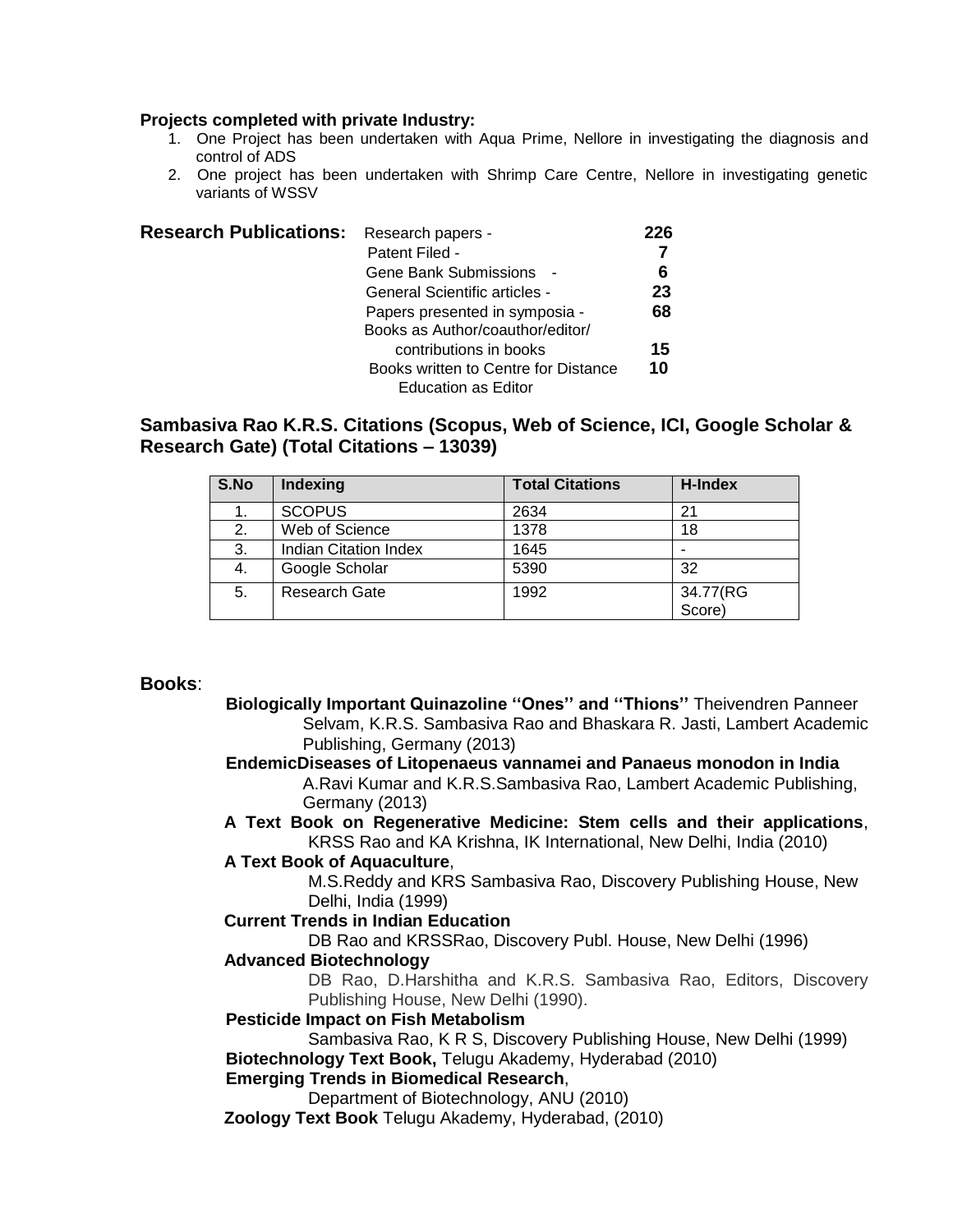**Projects completed with private Industry:**

1. One Project has been undertaken with Aqua Prime, Nellore in investigating the diagnosis and control of ADS
2. One project has been undertaken with Shrimp Care Centre, Nellore in investigating genetic variants of WSSV

**Research Publications:**

| | |
|---|---|
| Research papers - | **226** |
| Patent Filed - | **7** |
| Gene Bank Submissions - | **6** |
| General Scientific articles - | **23** |
| Papers presented in symposia - | **68** |
| Books as Author/coauthor/editor/ contributions in books | **15** |
| Books written to Centre for Distance Education as Editor | **10** |

## Sambasiva Rao K.R.S. Citations (Scopus, Web of Science, ICI, Google Scholar & Research Gate) (Total Citations – 13039)

| S.No | Indexing | Total Citations | H-Index |
|---|---|---|---|
| 1. | SCOPUS | 2634 | 21 |
| 2. | Web of Science | 1378 | 18 |
| 3. | Indian Citation Index | 1645 | - |
| 4. | Google Scholar | 5390 | 32 |
| 5. | Research Gate | 1992 | 34.77(RG Score) |

## Books:

**Biologically Important Quinazoline ''Ones'' and ''Thions''** Theivendren Panneer Selvam, K.R.S. Sambasiva Rao and Bhaskara R. Jasti, Lambert Academic Publishing, Germany (2013)

**EndemicDiseases of Litopenaeus vannamei and Panaeus monodon in India** A.Ravi Kumar and K.R.S.Sambasiva Rao, Lambert Academic Publishing, Germany (2013)

**A Text Book on Regenerative Medicine: Stem cells and their applications**, KRSS Rao and KA Krishna, IK International, New Delhi, India (2010)

**A Text Book of Aquaculture**, M.S.Reddy and KRS Sambasiva Rao, Discovery Publishing House, New Delhi, India (1999)

**Current Trends in Indian Education** DB Rao and KRSSRao, Discovery Publ. House, New Delhi (1996)

**Advanced Biotechnology** DB Rao, D.Harshitha and K.R.S. Sambasiva Rao, Editors, Discovery Publishing House, New Delhi (1990).

**Pesticide Impact on Fish Metabolism** Sambasiva Rao, K R S, Discovery Publishing House, New Delhi (1999)

**Biotechnology Text Book,** Telugu Akademy, Hyderabad (2010)

**Emerging Trends in Biomedical Research**, Department of Biotechnology, ANU (2010)

**Zoology Text Book** Telugu Akademy, Hyderabad, (2010)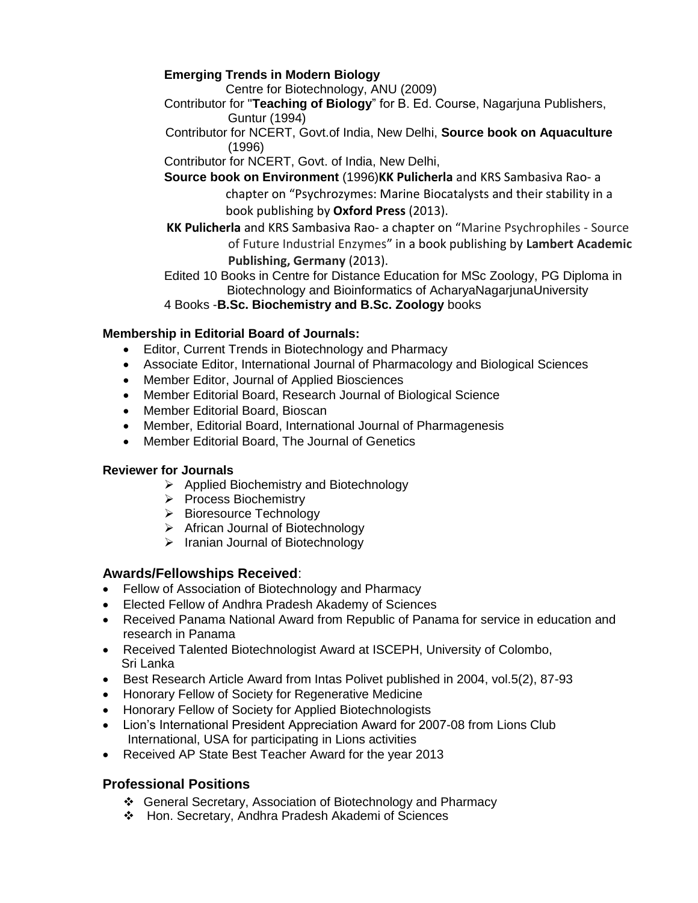**Emerging Trends in Modern Biology**
Centre for Biotechnology, ANU (2009)

Contributor for "**Teaching of Biology**" for B. Ed. Course, Nagarjuna Publishers, Guntur (1994)

Contributor for NCERT, Govt.of India, New Delhi, **Source book on Aquaculture** (1996)

Contributor for NCERT, Govt. of India, New Delhi,
**Source book on Environment** (1996)**KK Pulicherla** and KRS Sambasiva Rao- a chapter on "Psychrozymes: Marine Biocatalysts and their stability in a book publishing by **Oxford Press** (2013).

**KK Pulicherla** and KRS Sambasiva Rao- a chapter on "Marine Psychrophiles - Source of Future Industrial Enzymes" in a book publishing by **Lambert Academic Publishing, Germany** (2013).

Edited 10 Books in Centre for Distance Education for MSc Zoology, PG Diploma in Biotechnology and Bioinformatics of AcharyaNagarjunaUniversity

4 Books -**B.Sc. Biochemistry and B.Sc. Zoology** books

**Membership in Editorial Board of Journals:**

- Editor, Current Trends in Biotechnology and Pharmacy
- Associate Editor, International Journal of Pharmacology and Biological Sciences
- Member Editor, Journal of Applied Biosciences
- Member Editorial Board, Research Journal of Biological Science
- Member Editorial Board, Bioscan
- Member, Editorial Board, International Journal of Pharmagenesis
- Member Editorial Board, The Journal of Genetics

**Reviewer for Journals**

- Applied Biochemistry and Biotechnology
- Process Biochemistry
- Bioresource Technology
- African Journal of Biotechnology
- Iranian Journal of Biotechnology

## Awards/Fellowships Received:

- Fellow of Association of Biotechnology and Pharmacy
- Elected Fellow of Andhra Pradesh Akademy of Sciences
- Received Panama National Award from Republic of Panama for service in education and research in Panama
- Received Talented Biotechnologist Award at ISCEPH, University of Colombo, Sri Lanka
- Best Research Article Award from Intas Polivet published in 2004, vol.5(2), 87-93
- Honorary Fellow of Society for Regenerative Medicine
- Honorary Fellow of Society for Applied Biotechnologists
- Lion's International President Appreciation Award for 2007-08 from Lions Club International, USA for participating in Lions activities
- Received AP State Best Teacher Award for the year 2013

## Professional Positions

- General Secretary, Association of Biotechnology and Pharmacy
- Hon. Secretary, Andhra Pradesh Akademi of Sciences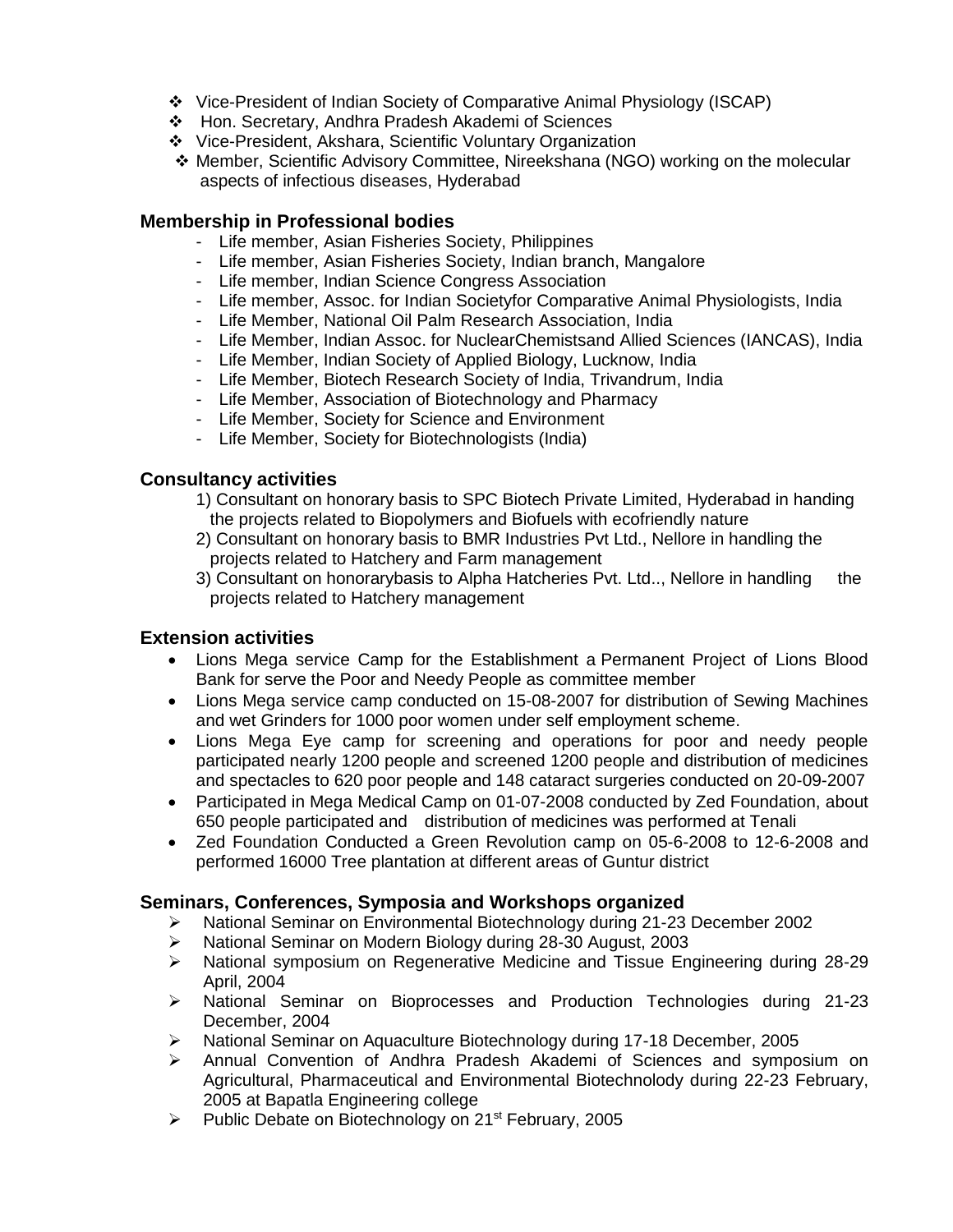- Vice-President of Indian Society of Comparative Animal Physiology (ISCAP)
- Hon. Secretary, Andhra Pradesh Akademi of Sciences
- Vice-President, Akshara, Scientific Voluntary Organization
- Member, Scientific Advisory Committee, Nireekshana (NGO) working on the molecular aspects of infectious diseases, Hyderabad

### Membership in Professional bodies

- Life member, Asian Fisheries Society, Philippines
- Life member, Asian Fisheries Society, Indian branch, Mangalore
- Life member, Indian Science Congress Association
- Life member, Assoc. for Indian Societyfor Comparative Animal Physiologists, India
- Life Member, National Oil Palm Research Association, India
- Life Member, Indian Assoc. for NuclearChemistsand Allied Sciences (IANCAS), India
- Life Member, Indian Society of Applied Biology, Lucknow, India
- Life Member, Biotech Research Society of India, Trivandrum, India
- Life Member, Association of Biotechnology and Pharmacy
- Life Member, Society for Science and Environment
- Life Member, Society for Biotechnologists (India)

### Consultancy activities

1) Consultant on honorary basis to SPC Biotech Private Limited, Hyderabad in handing the projects related to Biopolymers and Biofuels with ecofriendly nature
2) Consultant on honorary basis to BMR Industries Pvt Ltd., Nellore in handling the projects related to Hatchery and Farm management
3) Consultant on honorarybasis to Alpha Hatcheries Pvt. Ltd.., Nellore in handling the projects related to Hatchery management

### Extension activities

- Lions Mega service Camp for the Establishment a Permanent Project of Lions Blood Bank for serve the Poor and Needy People as committee member
- Lions Mega service camp conducted on 15-08-2007 for distribution of Sewing Machines and wet Grinders for 1000 poor women under self employment scheme.
- Lions Mega Eye camp for screening and operations for poor and needy people participated nearly 1200 people and screened 1200 people and distribution of medicines and spectacles to 620 poor people and 148 cataract surgeries conducted on 20-09-2007
- Participated in Mega Medical Camp on 01-07-2008 conducted by Zed Foundation, about 650 people participated and distribution of medicines was performed at Tenali
- Zed Foundation Conducted a Green Revolution camp on 05-6-2008 to 12-6-2008 and performed 16000 Tree plantation at different areas of Guntur district

### Seminars, Conferences, Symposia and Workshops organized

- National Seminar on Environmental Biotechnology during 21-23 December 2002
- National Seminar on Modern Biology during 28-30 August, 2003
- National symposium on Regenerative Medicine and Tissue Engineering during 28-29 April, 2004
- National Seminar on Bioprocesses and Production Technologies during 21-23 December, 2004
- National Seminar on Aquaculture Biotechnology during 17-18 December, 2005
- Annual Convention of Andhra Pradesh Akademi of Sciences and symposium on Agricultural, Pharmaceutical and Environmental Biotechnolody during 22-23 February, 2005 at Bapatla Engineering college
- Public Debate on Biotechnology on 21st February, 2005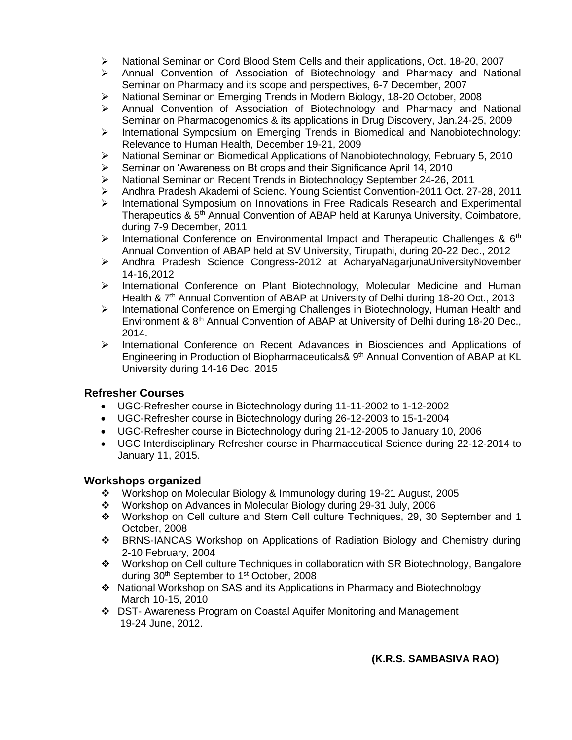- National Seminar on Cord Blood Stem Cells and their applications, Oct. 18-20, 2007
- Annual Convention of Association of Biotechnology and Pharmacy and National Seminar on Pharmacy and its scope and perspectives, 6-7 December, 2007
- National Seminar on Emerging Trends in Modern Biology, 18-20 October, 2008
- Annual Convention of Association of Biotechnology and Pharmacy and National Seminar on Pharmacogenomics & its applications in Drug Discovery, Jan.24-25, 2009
- International Symposium on Emerging Trends in Biomedical and Nanobiotechnology: Relevance to Human Health, December 19-21, 2009
- National Seminar on Biomedical Applications of Nanobiotechnology, February 5, 2010
- Seminar on 'Awareness on Bt crops and their Significance April 14, 2010
- National Seminar on Recent Trends in Biotechnology September 24-26, 2011
- Andhra Pradesh Akademi of Scienc. Young Scientist Convention-2011 Oct. 27-28, 2011
- International Symposium on Innovations in Free Radicals Research and Experimental Therapeutics & 5th Annual Convention of ABAP held at Karunya University, Coimbatore, during 7-9 December, 2011
- International Conference on Environmental Impact and Therapeutic Challenges & 6th Annual Convention of ABAP held at SV University, Tirupathi, during 20-22 Dec., 2012
- Andhra Pradesh Science Congress-2012 at AcharyaNagarjunaUniversityNovember 14-16,2012
- International Conference on Plant Biotechnology, Molecular Medicine and Human Health & 7th Annual Convention of ABAP at University of Delhi during 18-20 Oct., 2013
- International Conference on Emerging Challenges in Biotechnology, Human Health and Environment & 8th Annual Convention of ABAP at University of Delhi during 18-20 Dec., 2014.
- International Conference on Recent Adavances in Biosciences and Applications of Engineering in Production of Biopharmaceuticals& 9th Annual Convention of ABAP at KL University during 14-16 Dec. 2015

## Refresher Courses

- UGC-Refresher course in Biotechnology during 11-11-2002 to 1-12-2002
- UGC-Refresher course in Biotechnology during 26-12-2003 to 15-1-2004
- UGC-Refresher course in Biotechnology during 21-12-2005 to January 10, 2006
- UGC Interdisciplinary Refresher course in Pharmaceutical Science during 22-12-2014 to January 11, 2015.

## Workshops organized

- Workshop on Molecular Biology & Immunology during 19-21 August, 2005
- Workshop on Advances in Molecular Biology during 29-31 July, 2006
- Workshop on Cell culture and Stem Cell culture Techniques, 29, 30 September and 1 October, 2008
- BRNS-IANCAS Workshop on Applications of Radiation Biology and Chemistry during 2-10 February, 2004
- Workshop on Cell culture Techniques in collaboration with SR Biotechnology, Bangalore during 30th September to 1st October, 2008
- National Workshop on SAS and its Applications in Pharmacy and Biotechnology March 10-15, 2010
- DST- Awareness Program on Coastal Aquifer Monitoring and Management 19-24 June, 2012.

**(K.R.S. SAMBASIVA RAO)**